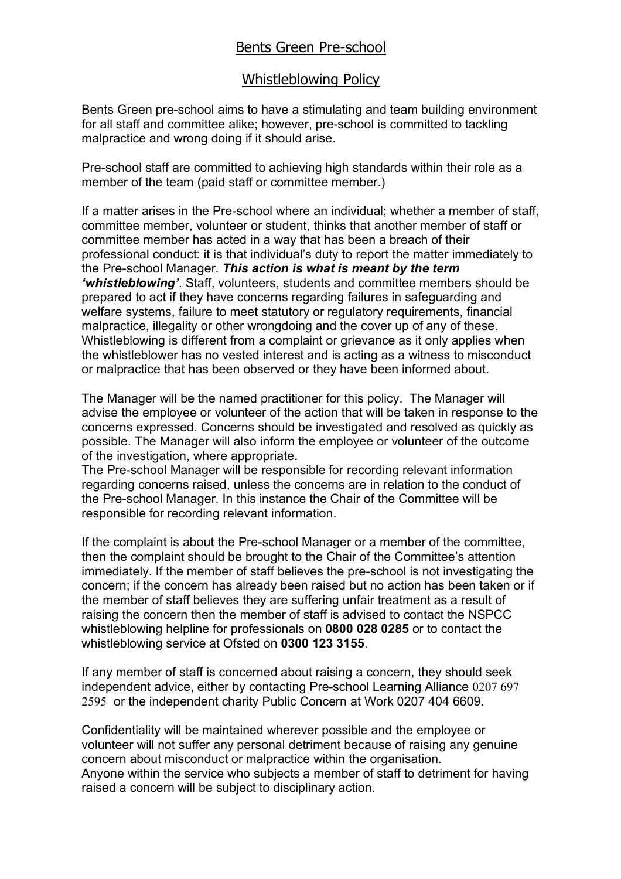# Bents Green Pre-school

## Whistleblowing Policy

Bents Green pre-school aims to have a stimulating and team building environment for all staff and committee alike; however, pre-school is committed to tackling malpractice and wrong doing if it should arise.

Pre-school staff are committed to achieving high standards within their role as a member of the team (paid staff or committee member.)

If a matter arises in the Pre-school where an individual; whether a member of staff, committee member, volunteer or student, thinks that another member of staff or committee member has acted in a way that has been a breach of their professional conduct: it is that individual's duty to report the matter immediately to the Pre-school Manager. ***This action is what is meant by the term 'whistleblowing'***. Staff, volunteers, students and committee members should be prepared to act if they have concerns regarding failures in safeguarding and welfare systems, failure to meet statutory or regulatory requirements, financial malpractice, illegality or other wrongdoing and the cover up of any of these. Whistleblowing is different from a complaint or grievance as it only applies when the whistleblower has no vested interest and is acting as a witness to misconduct or malpractice that has been observed or they have been informed about.

The Manager will be the named practitioner for this policy. The Manager will advise the employee or volunteer of the action that will be taken in response to the concerns expressed. Concerns should be investigated and resolved as quickly as possible. The Manager will also inform the employee or volunteer of the outcome of the investigation, where appropriate.
The Pre-school Manager will be responsible for recording relevant information regarding concerns raised, unless the concerns are in relation to the conduct of the Pre-school Manager. In this instance the Chair of the Committee will be responsible for recording relevant information.

If the complaint is about the Pre-school Manager or a member of the committee, then the complaint should be brought to the Chair of the Committee's attention immediately. If the member of staff believes the pre-school is not investigating the concern; if the concern has already been raised but no action has been taken or if the member of staff believes they are suffering unfair treatment as a result of raising the concern then the member of staff is advised to contact the NSPCC whistleblowing helpline for professionals on **0800 028 0285** or to contact the whistleblowing service at Ofsted on **0300 123 3155**.

If any member of staff is concerned about raising a concern, they should seek independent advice, either by contacting Pre-school Learning Alliance 0207 697 2595 or the independent charity Public Concern at Work 0207 404 6609.

Confidentiality will be maintained wherever possible and the employee or volunteer will not suffer any personal detriment because of raising any genuine concern about misconduct or malpractice within the organisation.
Anyone within the service who subjects a member of staff to detriment for having raised a concern will be subject to disciplinary action.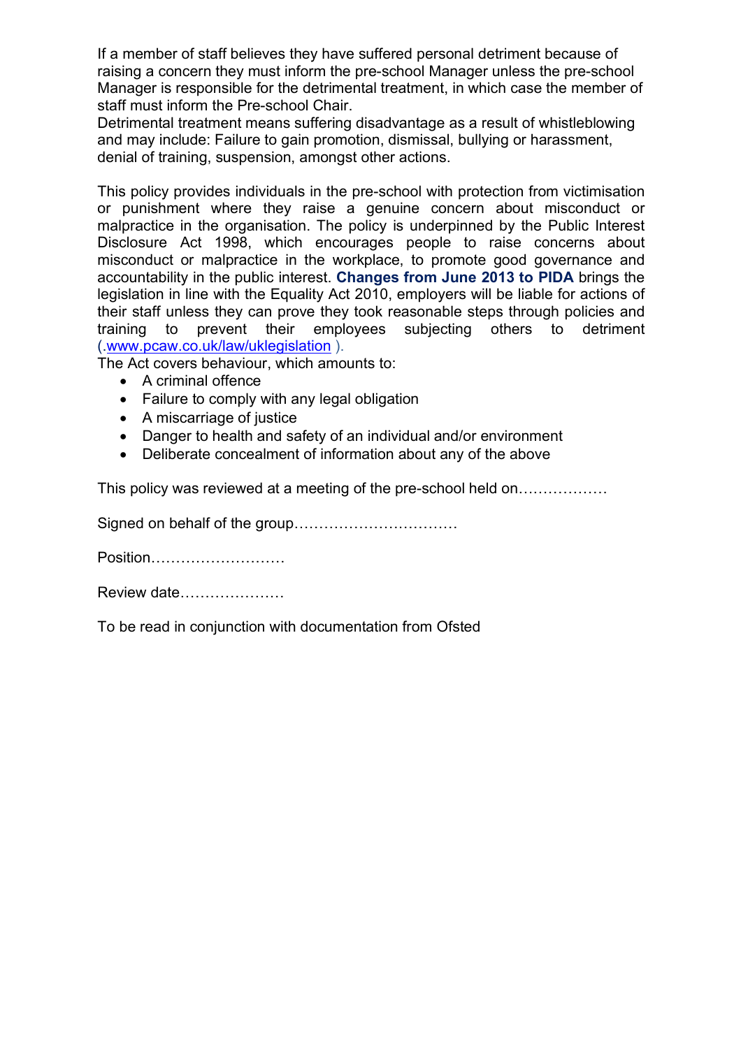If a member of staff believes they have suffered personal detriment because of raising a concern they must inform the pre-school Manager unless the pre-school Manager is responsible for the detrimental treatment, in which case the member of staff must inform the Pre-school Chair.
Detrimental treatment means suffering disadvantage as a result of whistleblowing and may include: Failure to gain promotion, dismissal, bullying or harassment, denial of training, suspension, amongst other actions.

This policy provides individuals in the pre-school with protection from victimisation or punishment where they raise a genuine concern about misconduct or malpractice in the organisation. The policy is underpinned by the Public Interest Disclosure Act 1998, which encourages people to raise concerns about misconduct or malpractice in the workplace, to promote good governance and accountability in the public interest. **Changes from June 2013 to PIDA** brings the legislation in line with the Equality Act 2010, employers will be liable for actions of their staff unless they can prove they took reasonable steps through policies and training to prevent their employees subjecting others to detriment (.www.pcaw.co.uk/law/uklegislation ).
The Act covers behaviour, which amounts to:

- A criminal offence
- Failure to comply with any legal obligation
- A miscarriage of justice
- Danger to health and safety of an individual and/or environment
- Deliberate concealment of information about any of the above

This policy was reviewed at a meeting of the pre-school held on………………

Signed on behalf of the group……………………………

Position………………………

Review date…………………

To be read in conjunction with documentation from Ofsted